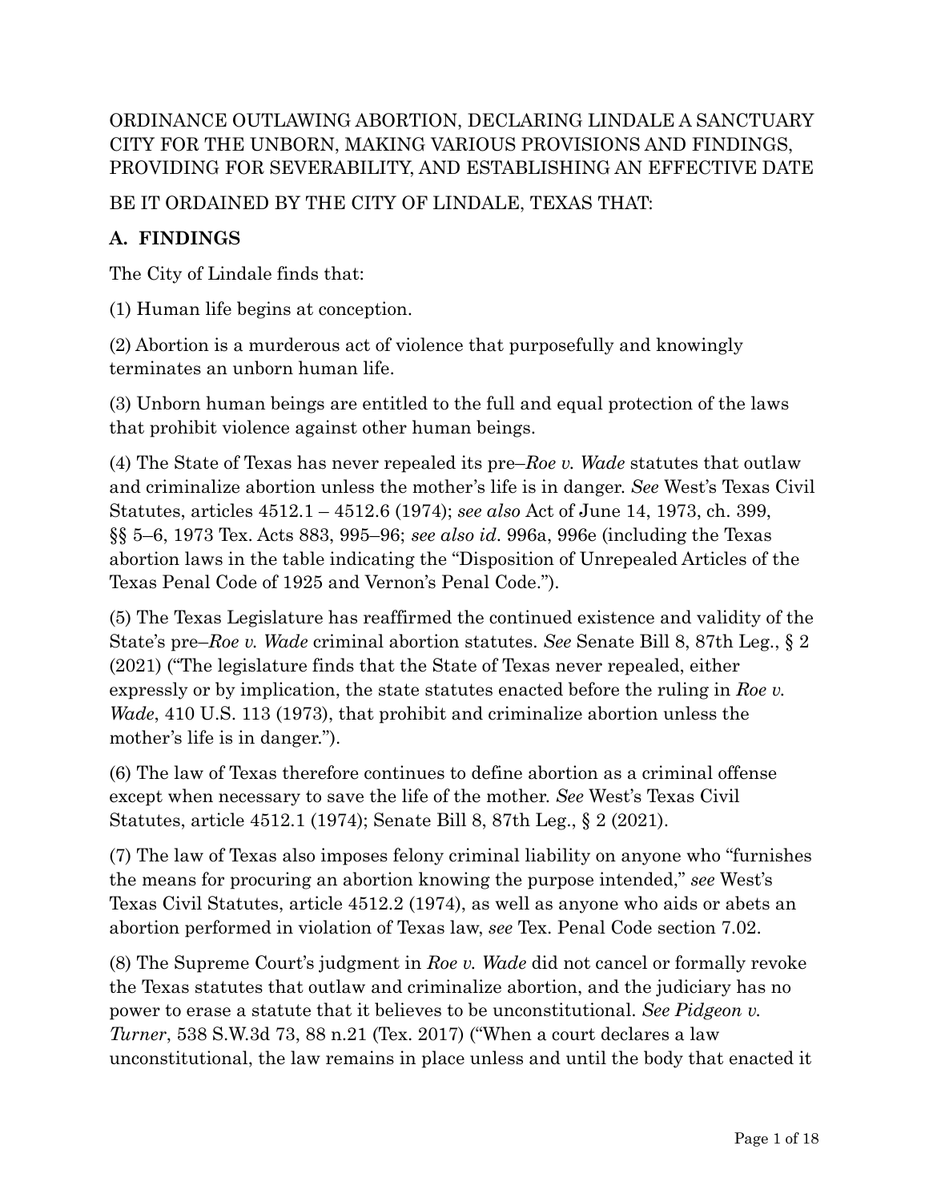ORDINANCE OUTLAWING ABORTION, DECLARING LINDALE A SANCTUARY CITY FOR THE UNBORN, MAKING VARIOUS PROVISIONS AND FINDINGS, PROVIDING FOR SEVERABILITY, AND ESTABLISHING AN EFFECTIVE DATE

BE IT ORDAINED BY THE CITY OF LINDALE, TEXAS THAT:

## A. FINDINGS

The City of Lindale finds that:

(1) Human life begins at conception.

(2) Abortion is a murderous act of violence that purposefully and knowingly terminates an unborn human life.

(3) Unborn human beings are entitled to the full and equal protection of the laws that prohibit violence against other human beings.

(4) The State of Texas has never repealed its pre–*Roe v. Wade* statutes that outlaw and criminalize abortion unless the mother's life is in danger. *See* West's Texas Civil Statutes, articles 4512.1 – 4512.6 (1974); *see also* Act of June 14, 1973, ch. 399, §§ 5–6, 1973 Tex. Acts 883, 995–96; *see also id*. 996a, 996e (including the Texas abortion laws in the table indicating the "Disposition of Unrepealed Articles of the Texas Penal Code of 1925 and Vernon's Penal Code.").

(5) The Texas Legislature has reaffirmed the continued existence and validity of the State's pre–*Roe v. Wade* criminal abortion statutes. *See* Senate Bill 8, 87th Leg., § 2 (2021) ("The legislature finds that the State of Texas never repealed, either expressly or by implication, the state statutes enacted before the ruling in *Roe v. Wade*, 410 U.S. 113 (1973), that prohibit and criminalize abortion unless the mother's life is in danger.").

(6) The law of Texas therefore continues to define abortion as a criminal offense except when necessary to save the life of the mother. *See* West's Texas Civil Statutes, article 4512.1 (1974); Senate Bill 8, 87th Leg., § 2 (2021).

(7) The law of Texas also imposes felony criminal liability on anyone who "furnishes the means for procuring an abortion knowing the purpose intended," *see* West's Texas Civil Statutes, article 4512.2 (1974), as well as anyone who aids or abets an abortion performed in violation of Texas law, *see* Tex. Penal Code section 7.02.

(8) The Supreme Court's judgment in *Roe v. Wade* did not cancel or formally revoke the Texas statutes that outlaw and criminalize abortion, and the judiciary has no power to erase a statute that it believes to be unconstitutional. *See Pidgeon v. Turner*, 538 S.W.3d 73, 88 n.21 (Tex. 2017) ("When a court declares a law unconstitutional, the law remains in place unless and until the body that enacted it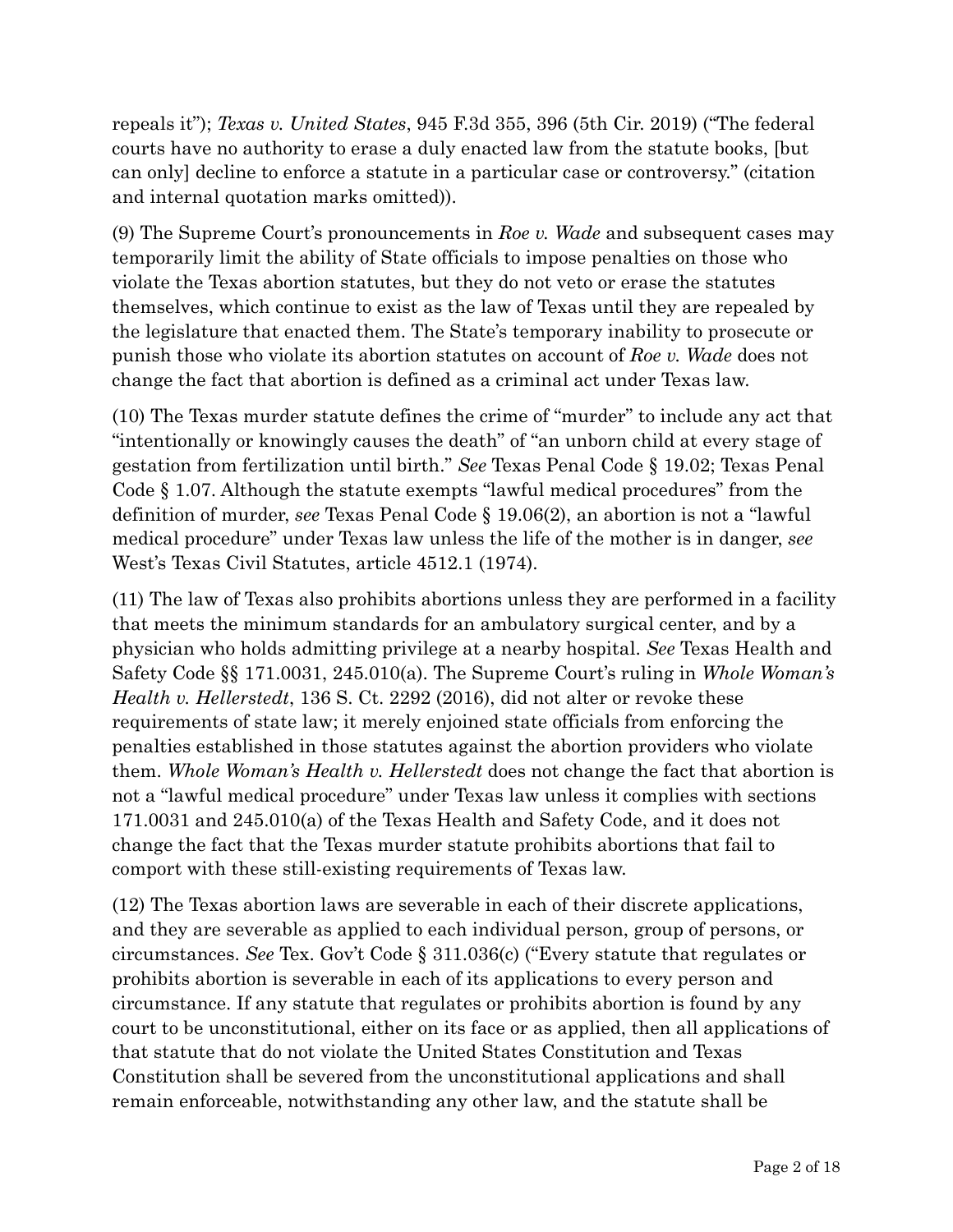repeals it"); *Texas v. United States*, 945 F.3d 355, 396 (5th Cir. 2019) ("The federal courts have no authority to erase a duly enacted law from the statute books, [but can only] decline to enforce a statute in a particular case or controversy." (citation and internal quotation marks omitted)).

(9) The Supreme Court's pronouncements in *Roe v. Wade* and subsequent cases may temporarily limit the ability of State officials to impose penalties on those who violate the Texas abortion statutes, but they do not veto or erase the statutes themselves, which continue to exist as the law of Texas until they are repealed by the legislature that enacted them. The State's temporary inability to prosecute or punish those who violate its abortion statutes on account of *Roe v. Wade* does not change the fact that abortion is defined as a criminal act under Texas law.

(10) The Texas murder statute defines the crime of "murder" to include any act that "intentionally or knowingly causes the death" of "an unborn child at every stage of gestation from fertilization until birth." *See* Texas Penal Code § 19.02; Texas Penal Code § 1.07. Although the statute exempts "lawful medical procedures" from the definition of murder, *see* Texas Penal Code § 19.06(2), an abortion is not a "lawful medical procedure" under Texas law unless the life of the mother is in danger, *see* West's Texas Civil Statutes, article 4512.1 (1974).

(11) The law of Texas also prohibits abortions unless they are performed in a facility that meets the minimum standards for an ambulatory surgical center, and by a physician who holds admitting privilege at a nearby hospital. *See* Texas Health and Safety Code §§ 171.0031, 245.010(a). The Supreme Court's ruling in *Whole Woman's Health v. Hellerstedt*, 136 S. Ct. 2292 (2016), did not alter or revoke these requirements of state law; it merely enjoined state officials from enforcing the penalties established in those statutes against the abortion providers who violate them. *Whole Woman's Health v. Hellerstedt* does not change the fact that abortion is not a "lawful medical procedure" under Texas law unless it complies with sections 171.0031 and 245.010(a) of the Texas Health and Safety Code, and it does not change the fact that the Texas murder statute prohibits abortions that fail to comport with these still-existing requirements of Texas law.

(12) The Texas abortion laws are severable in each of their discrete applications, and they are severable as applied to each individual person, group of persons, or circumstances. *See* Tex. Gov't Code § 311.036(c) ("Every statute that regulates or prohibits abortion is severable in each of its applications to every person and circumstance. If any statute that regulates or prohibits abortion is found by any court to be unconstitutional, either on its face or as applied, then all applications of that statute that do not violate the United States Constitution and Texas Constitution shall be severed from the unconstitutional applications and shall remain enforceable, notwithstanding any other law, and the statute shall be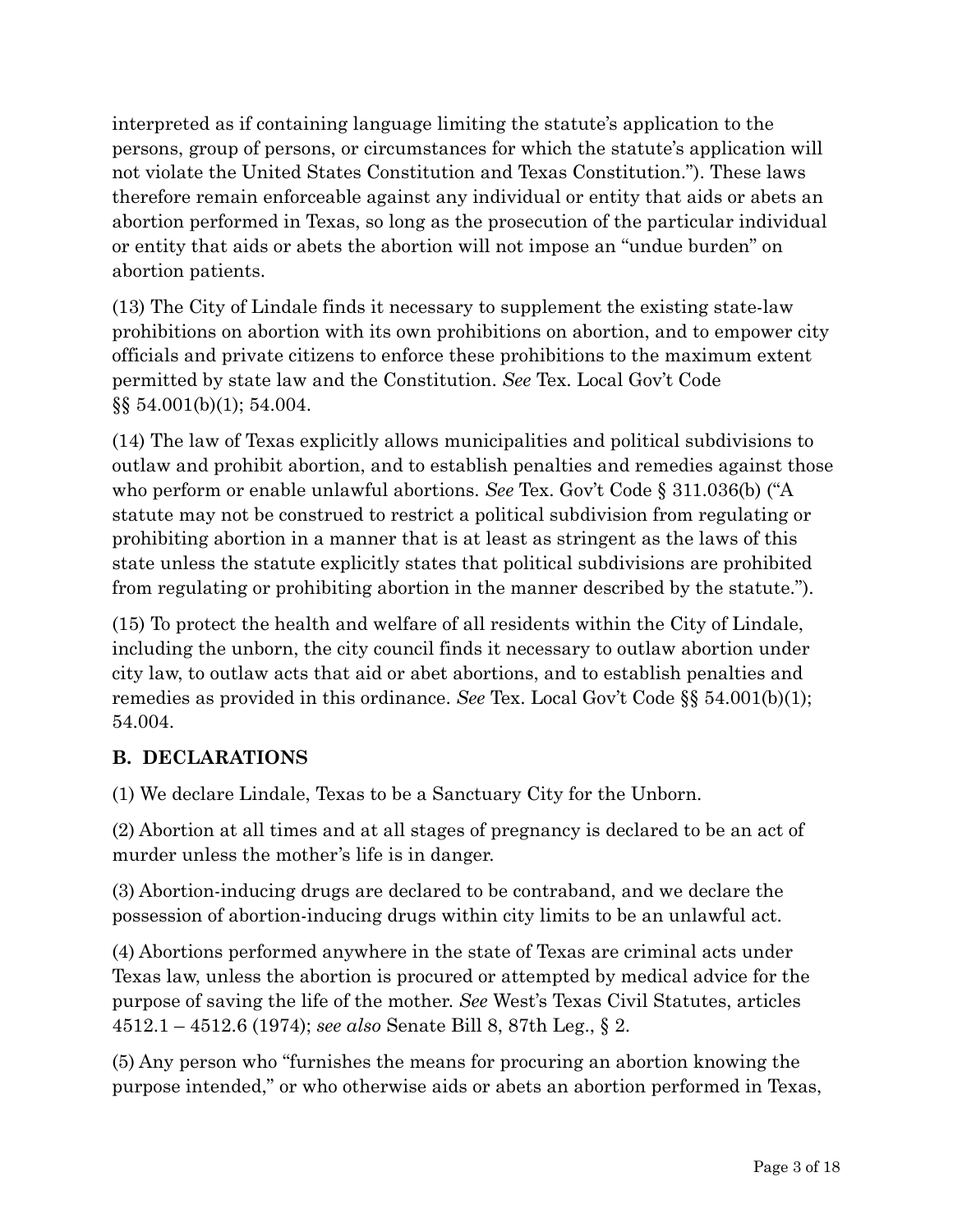interpreted as if containing language limiting the statute's application to the persons, group of persons, or circumstances for which the statute's application will not violate the United States Constitution and Texas Constitution."). These laws therefore remain enforceable against any individual or entity that aids or abets an abortion performed in Texas, so long as the prosecution of the particular individual or entity that aids or abets the abortion will not impose an "undue burden" on abortion patients.

(13) The City of Lindale finds it necessary to supplement the existing state-law prohibitions on abortion with its own prohibitions on abortion, and to empower city officials and private citizens to enforce these prohibitions to the maximum extent permitted by state law and the Constitution. *See* Tex. Local Gov't Code §§ 54.001(b)(1); 54.004.

(14) The law of Texas explicitly allows municipalities and political subdivisions to outlaw and prohibit abortion, and to establish penalties and remedies against those who perform or enable unlawful abortions. *See* Tex. Gov't Code § 311.036(b) ("A statute may not be construed to restrict a political subdivision from regulating or prohibiting abortion in a manner that is at least as stringent as the laws of this state unless the statute explicitly states that political subdivisions are prohibited from regulating or prohibiting abortion in the manner described by the statute.").

(15) To protect the health and welfare of all residents within the City of Lindale, including the unborn, the city council finds it necessary to outlaw abortion under city law, to outlaw acts that aid or abet abortions, and to establish penalties and remedies as provided in this ordinance. *See* Tex. Local Gov't Code §§ 54.001(b)(1); 54.004.

### B. DECLARATIONS

(1) We declare Lindale, Texas to be a Sanctuary City for the Unborn.

(2) Abortion at all times and at all stages of pregnancy is declared to be an act of murder unless the mother's life is in danger.

(3) Abortion-inducing drugs are declared to be contraband, and we declare the possession of abortion-inducing drugs within city limits to be an unlawful act.

(4) Abortions performed anywhere in the state of Texas are criminal acts under Texas law, unless the abortion is procured or attempted by medical advice for the purpose of saving the life of the mother. *See* West's Texas Civil Statutes, articles 4512.1 – 4512.6 (1974); *see also* Senate Bill 8, 87th Leg., § 2.

(5) Any person who "furnishes the means for procuring an abortion knowing the purpose intended," or who otherwise aids or abets an abortion performed in Texas,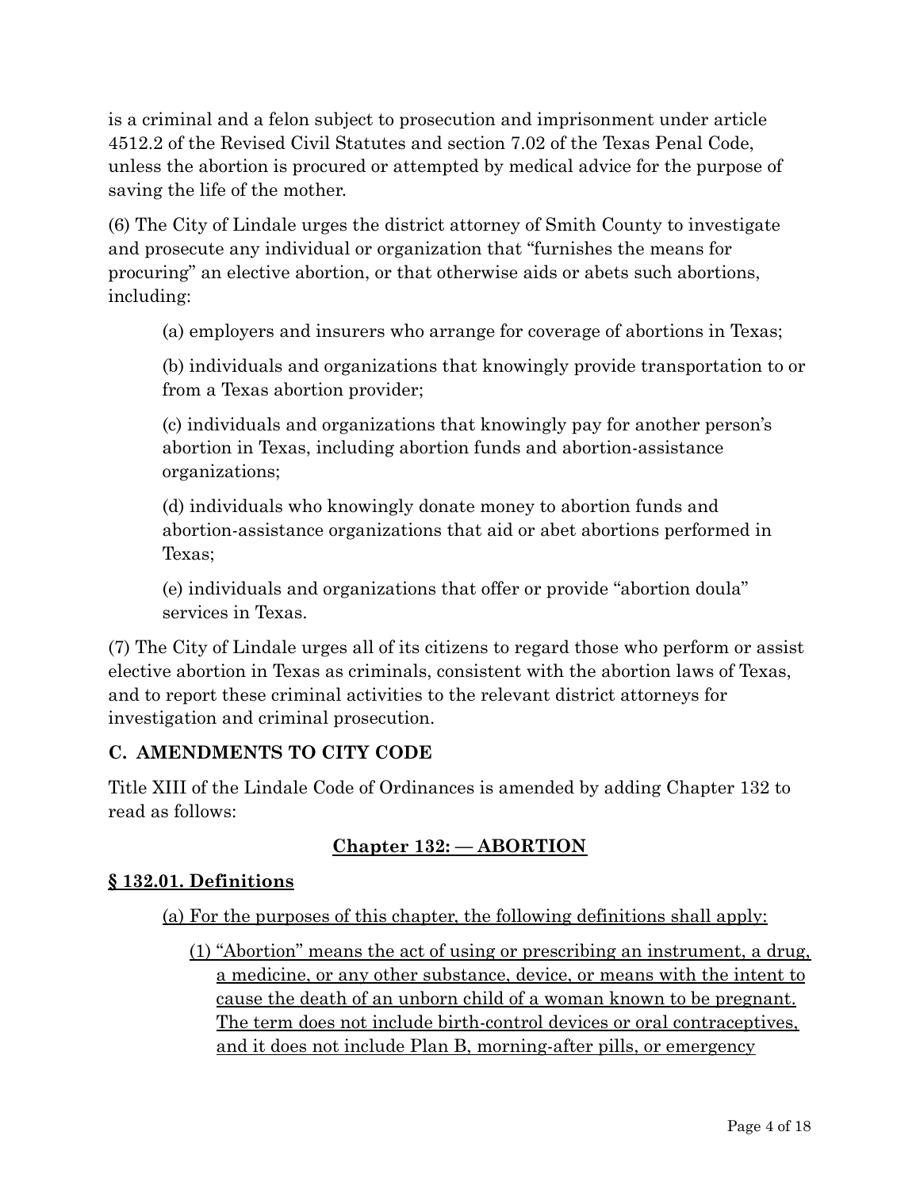is a criminal and a felon subject to prosecution and imprisonment under article 4512.2 of the Revised Civil Statutes and section 7.02 of the Texas Penal Code, unless the abortion is procured or attempted by medical advice for the purpose of saving the life of the mother.

(6) The City of Lindale urges the district attorney of Smith County to investigate and prosecute any individual or organization that "furnishes the means for procuring" an elective abortion, or that otherwise aids or abets such abortions, including:

> (a) employers and insurers who arrange for coverage of abortions in Texas;
>
> (b) individuals and organizations that knowingly provide transportation to or from a Texas abortion provider;
>
> (c) individuals and organizations that knowingly pay for another person's abortion in Texas, including abortion funds and abortion-assistance organizations;
>
> (d) individuals who knowingly donate money to abortion funds and abortion-assistance organizations that aid or abet abortions performed in Texas;
>
> (e) individuals and organizations that offer or provide "abortion doula" services in Texas.

(7) The City of Lindale urges all of its citizens to regard those who perform or assist elective abortion in Texas as criminals, consistent with the abortion laws of Texas, and to report these criminal activities to the relevant district attorneys for investigation and criminal prosecution.

### C. AMENDMENTS TO CITY CODE

Title XIII of the Lindale Code of Ordinances is amended by adding Chapter 132 to read as follows:

## Chapter 132: — ABORTION

### § 132.01. Definitions

(a) For the purposes of this chapter, the following definitions shall apply:

(1) "Abortion" means the act of using or prescribing an instrument, a drug, a medicine, or any other substance, device, or means with the intent to cause the death of an unborn child of a woman known to be pregnant. The term does not include birth-control devices or oral contraceptives, and it does not include Plan B, morning-after pills, or emergency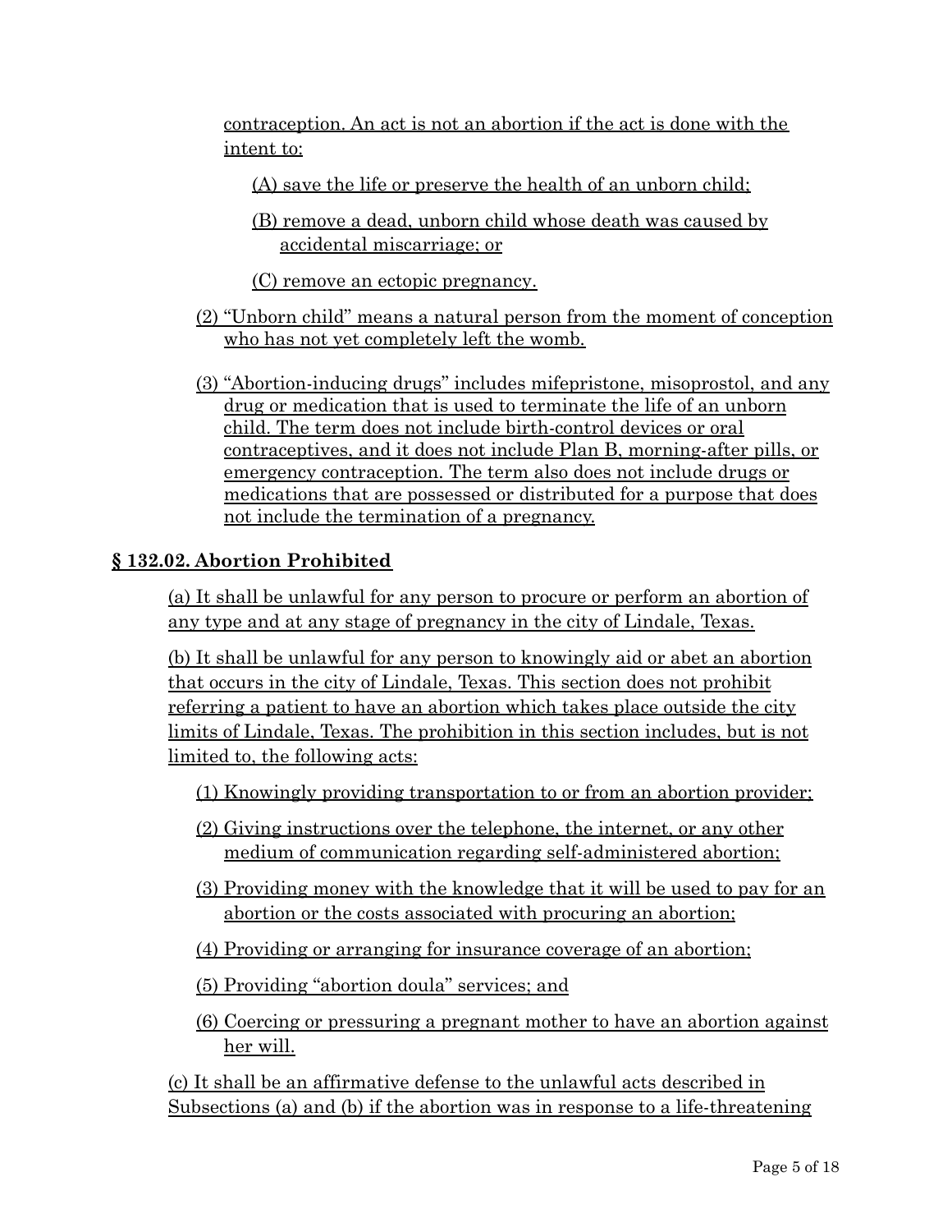contraception. An act is not an abortion if the act is done with the intent to:

(A) save the life or preserve the health of an unborn child;

(B) remove a dead, unborn child whose death was caused by accidental miscarriage; or

(C) remove an ectopic pregnancy.

(2) "Unborn child" means a natural person from the moment of conception who has not yet completely left the womb.

(3) "Abortion-inducing drugs" includes mifepristone, misoprostol, and any drug or medication that is used to terminate the life of an unborn child. The term does not include birth-control devices or oral contraceptives, and it does not include Plan B, morning-after pills, or emergency contraception. The term also does not include drugs or medications that are possessed or distributed for a purpose that does not include the termination of a pregnancy.

### § 132.02. Abortion Prohibited

(a) It shall be unlawful for any person to procure or perform an abortion of any type and at any stage of pregnancy in the city of Lindale, Texas.

(b) It shall be unlawful for any person to knowingly aid or abet an abortion that occurs in the city of Lindale, Texas. This section does not prohibit referring a patient to have an abortion which takes place outside the city limits of Lindale, Texas. The prohibition in this section includes, but is not limited to, the following acts:

(1) Knowingly providing transportation to or from an abortion provider;

(2) Giving instructions over the telephone, the internet, or any other medium of communication regarding self-administered abortion;

(3) Providing money with the knowledge that it will be used to pay for an abortion or the costs associated with procuring an abortion;

(4) Providing or arranging for insurance coverage of an abortion;

(5) Providing "abortion doula" services; and

(6) Coercing or pressuring a pregnant mother to have an abortion against her will.

(c) It shall be an affirmative defense to the unlawful acts described in Subsections (a) and (b) if the abortion was in response to a life-threatening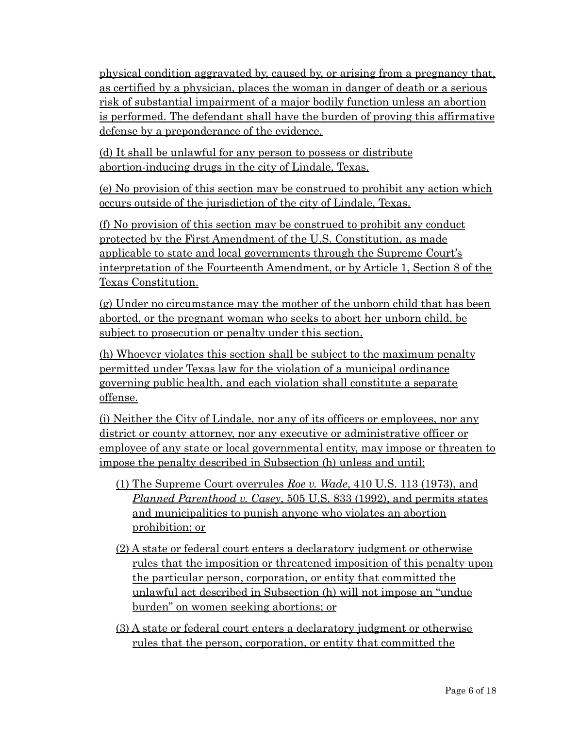physical condition aggravated by, caused by, or arising from a pregnancy that, as certified by a physician, places the woman in danger of death or a serious risk of substantial impairment of a major bodily function unless an abortion is performed. The defendant shall have the burden of proving this affirmative defense by a preponderance of the evidence.

(d) It shall be unlawful for any person to possess or distribute abortion-inducing drugs in the city of Lindale, Texas.

(e) No provision of this section may be construed to prohibit any action which occurs outside of the jurisdiction of the city of Lindale, Texas.

(f) No provision of this section may be construed to prohibit any conduct protected by the First Amendment of the U.S. Constitution, as made applicable to state and local governments through the Supreme Court's interpretation of the Fourteenth Amendment, or by Article 1, Section 8 of the Texas Constitution.

(g) Under no circumstance may the mother of the unborn child that has been aborted, or the pregnant woman who seeks to abort her unborn child, be subject to prosecution or penalty under this section.

(h) Whoever violates this section shall be subject to the maximum penalty permitted under Texas law for the violation of a municipal ordinance governing public health, and each violation shall constitute a separate offense.

(i) Neither the City of Lindale, nor any of its officers or employees, nor any district or county attorney, nor any executive or administrative officer or employee of any state or local governmental entity, may impose or threaten to impose the penalty described in Subsection (h) unless and until:

(1) The Supreme Court overrules *Roe v. Wade*, 410 U.S. 113 (1973), and *Planned Parenthood v. Casey*, 505 U.S. 833 (1992), and permits states and municipalities to punish anyone who violates an abortion prohibition; or

(2) A state or federal court enters a declaratory judgment or otherwise rules that the imposition or threatened imposition of this penalty upon the particular person, corporation, or entity that committed the unlawful act described in Subsection (h) will not impose an "undue burden" on women seeking abortions; or

(3) A state or federal court enters a declaratory judgment or otherwise rules that the person, corporation, or entity that committed the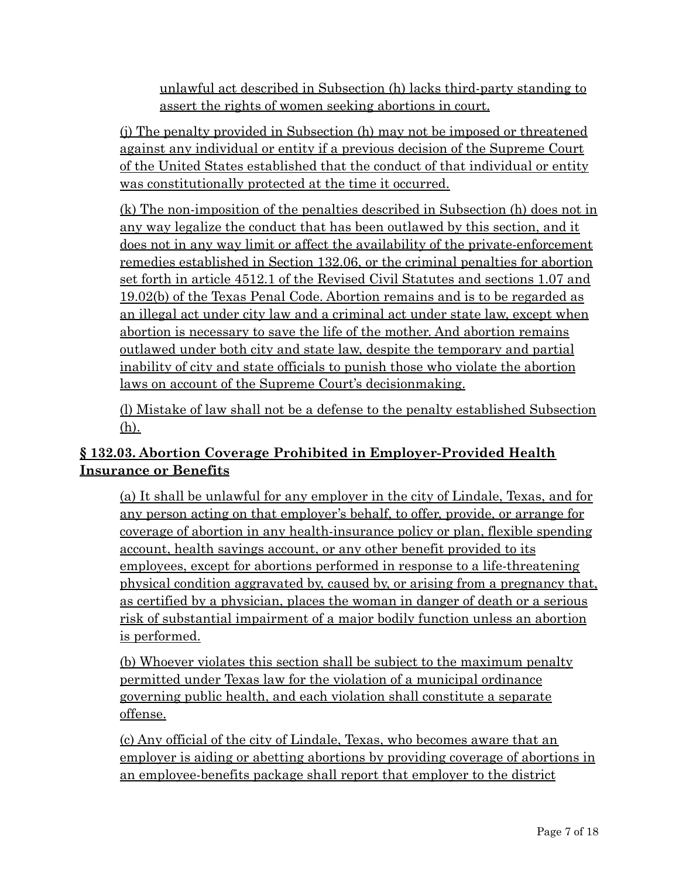unlawful act described in Subsection (h) lacks third-party standing to assert the rights of women seeking abortions in court.

(j) The penalty provided in Subsection (h) may not be imposed or threatened against any individual or entity if a previous decision of the Supreme Court of the United States established that the conduct of that individual or entity was constitutionally protected at the time it occurred.

(k) The non-imposition of the penalties described in Subsection (h) does not in any way legalize the conduct that has been outlawed by this section, and it does not in any way limit or affect the availability of the private-enforcement remedies established in Section 132.06, or the criminal penalties for abortion set forth in article 4512.1 of the Revised Civil Statutes and sections 1.07 and 19.02(b) of the Texas Penal Code. Abortion remains and is to be regarded as an illegal act under city law and a criminal act under state law, except when abortion is necessary to save the life of the mother. And abortion remains outlawed under both city and state law, despite the temporary and partial inability of city and state officials to punish those who violate the abortion laws on account of the Supreme Court's decisionmaking.

(l) Mistake of law shall not be a defense to the penalty established Subsection (h).

### § 132.03. Abortion Coverage Prohibited in Employer-Provided Health Insurance or Benefits

(a) It shall be unlawful for any employer in the city of Lindale, Texas, and for any person acting on that employer's behalf, to offer, provide, or arrange for coverage of abortion in any health-insurance policy or plan, flexible spending account, health savings account, or any other benefit provided to its employees, except for abortions performed in response to a life-threatening physical condition aggravated by, caused by, or arising from a pregnancy that, as certified by a physician, places the woman in danger of death or a serious risk of substantial impairment of a major bodily function unless an abortion is performed.

(b) Whoever violates this section shall be subject to the maximum penalty permitted under Texas law for the violation of a municipal ordinance governing public health, and each violation shall constitute a separate offense.

(c) Any official of the city of Lindale, Texas, who becomes aware that an employer is aiding or abetting abortions by providing coverage of abortions in an employee-benefits package shall report that employer to the district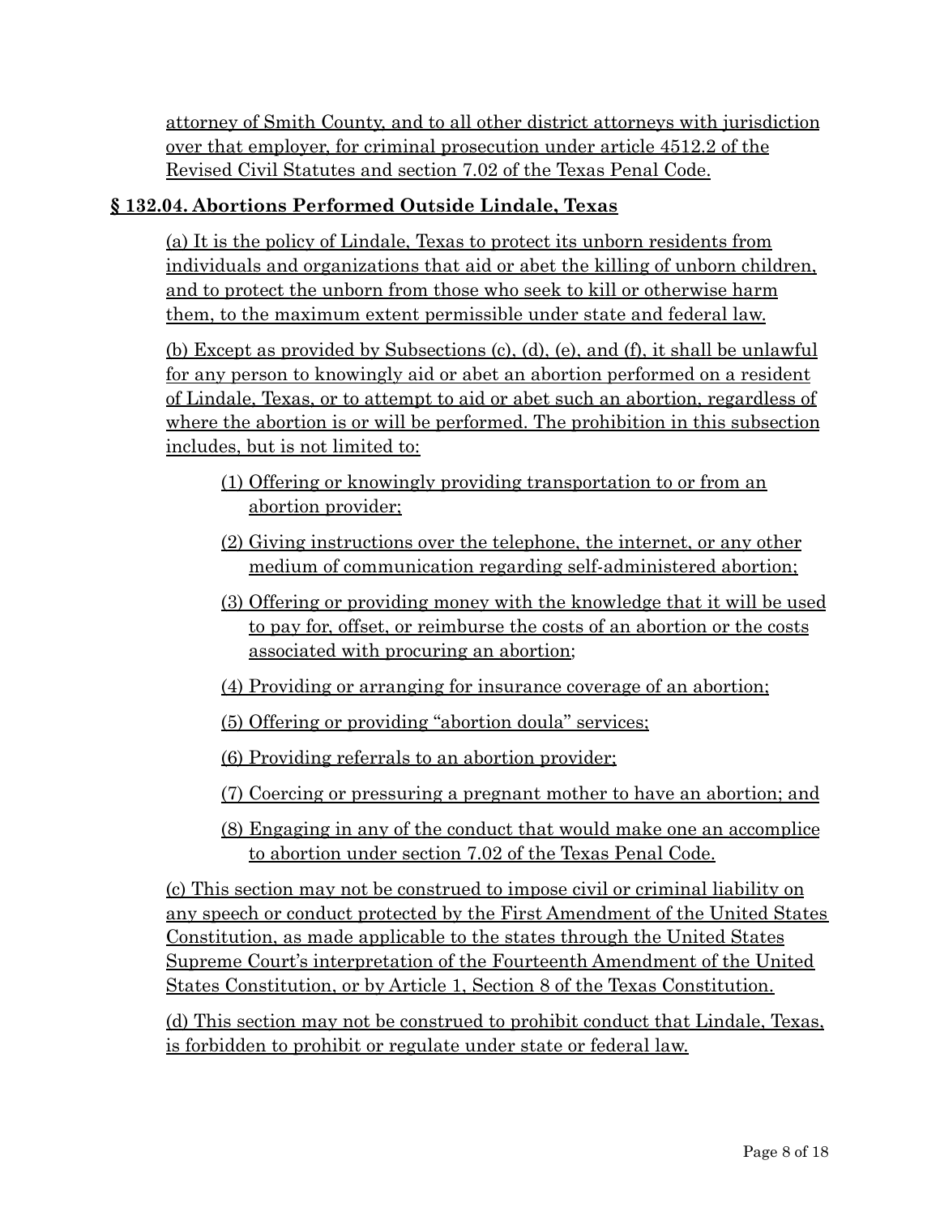attorney of Smith County, and to all other district attorneys with jurisdiction over that employer, for criminal prosecution under article 4512.2 of the Revised Civil Statutes and section 7.02 of the Texas Penal Code.

**§ 132.04. Abortions Performed Outside Lindale, Texas**

(a) It is the policy of Lindale, Texas to protect its unborn residents from individuals and organizations that aid or abet the killing of unborn children, and to protect the unborn from those who seek to kill or otherwise harm them, to the maximum extent permissible under state and federal law.

(b) Except as provided by Subsections (c), (d), (e), and (f), it shall be unlawful for any person to knowingly aid or abet an abortion performed on a resident of Lindale, Texas, or to attempt to aid or abet such an abortion, regardless of where the abortion is or will be performed. The prohibition in this subsection includes, but is not limited to:

(1) Offering or knowingly providing transportation to or from an abortion provider;

(2) Giving instructions over the telephone, the internet, or any other medium of communication regarding self-administered abortion;

(3) Offering or providing money with the knowledge that it will be used to pay for, offset, or reimburse the costs of an abortion or the costs associated with procuring an abortion;

(4) Providing or arranging for insurance coverage of an abortion;

(5) Offering or providing "abortion doula" services;

(6) Providing referrals to an abortion provider;

(7) Coercing or pressuring a pregnant mother to have an abortion; and

(8) Engaging in any of the conduct that would make one an accomplice to abortion under section 7.02 of the Texas Penal Code.

(c) This section may not be construed to impose civil or criminal liability on any speech or conduct protected by the First Amendment of the United States Constitution, as made applicable to the states through the United States Supreme Court's interpretation of the Fourteenth Amendment of the United States Constitution, or by Article 1, Section 8 of the Texas Constitution.

(d) This section may not be construed to prohibit conduct that Lindale, Texas, is forbidden to prohibit or regulate under state or federal law.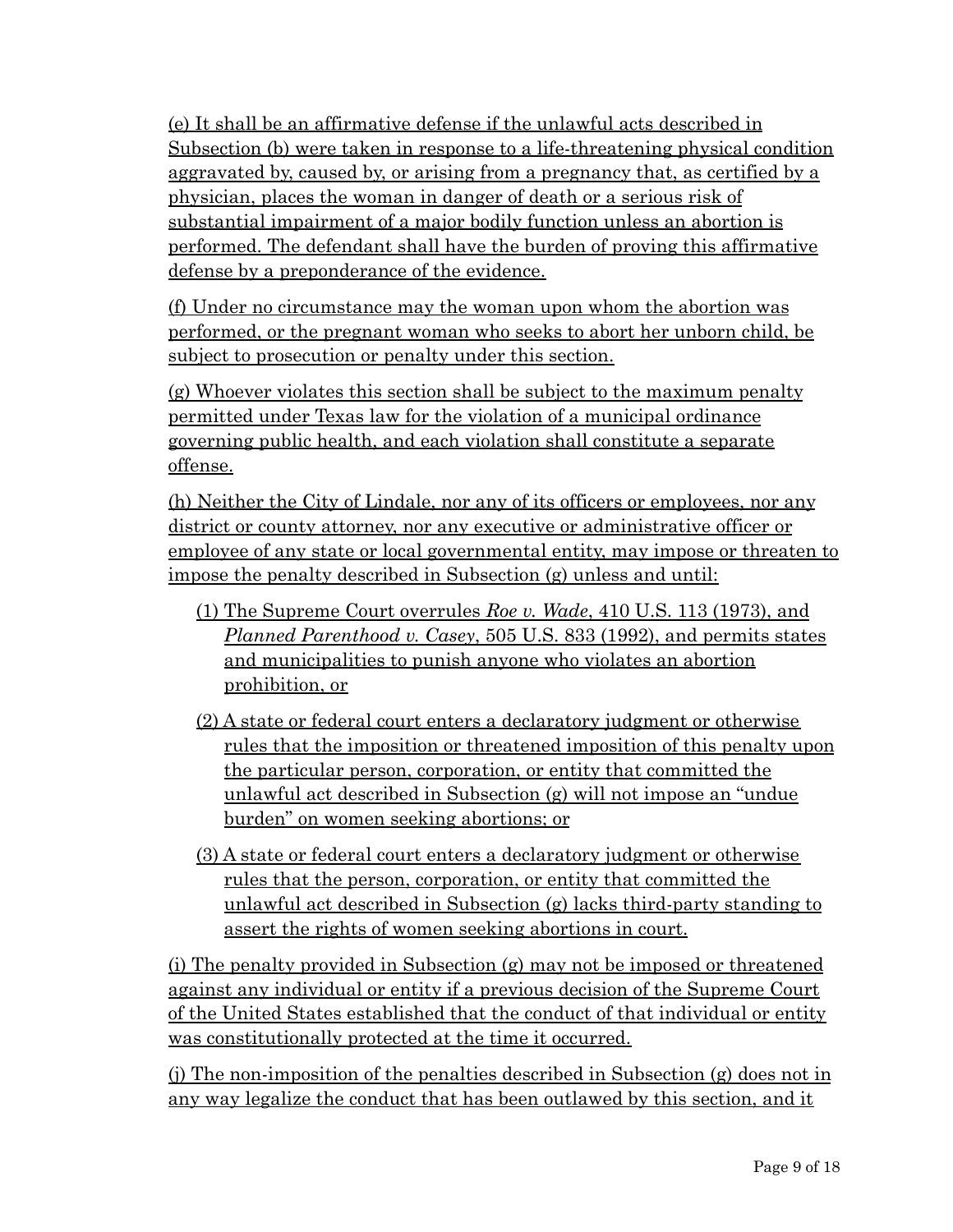(e) It shall be an affirmative defense if the unlawful acts described in Subsection (b) were taken in response to a life-threatening physical condition aggravated by, caused by, or arising from a pregnancy that, as certified by a physician, places the woman in danger of death or a serious risk of substantial impairment of a major bodily function unless an abortion is performed. The defendant shall have the burden of proving this affirmative defense by a preponderance of the evidence.

(f) Under no circumstance may the woman upon whom the abortion was performed, or the pregnant woman who seeks to abort her unborn child, be subject to prosecution or penalty under this section.

(g) Whoever violates this section shall be subject to the maximum penalty permitted under Texas law for the violation of a municipal ordinance governing public health, and each violation shall constitute a separate offense.

(h) Neither the City of Lindale, nor any of its officers or employees, nor any district or county attorney, nor any executive or administrative officer or employee of any state or local governmental entity, may impose or threaten to impose the penalty described in Subsection (g) unless and until:

(1) The Supreme Court overrules *Roe v. Wade*, 410 U.S. 113 (1973), and *Planned Parenthood v. Casey*, 505 U.S. 833 (1992), and permits states and municipalities to punish anyone who violates an abortion prohibition, or

(2) A state or federal court enters a declaratory judgment or otherwise rules that the imposition or threatened imposition of this penalty upon the particular person, corporation, or entity that committed the unlawful act described in Subsection (g) will not impose an "undue burden" on women seeking abortions; or

(3) A state or federal court enters a declaratory judgment or otherwise rules that the person, corporation, or entity that committed the unlawful act described in Subsection (g) lacks third-party standing to assert the rights of women seeking abortions in court.

(i) The penalty provided in Subsection (g) may not be imposed or threatened against any individual or entity if a previous decision of the Supreme Court of the United States established that the conduct of that individual or entity was constitutionally protected at the time it occurred.

(j) The non-imposition of the penalties described in Subsection (g) does not in any way legalize the conduct that has been outlawed by this section, and it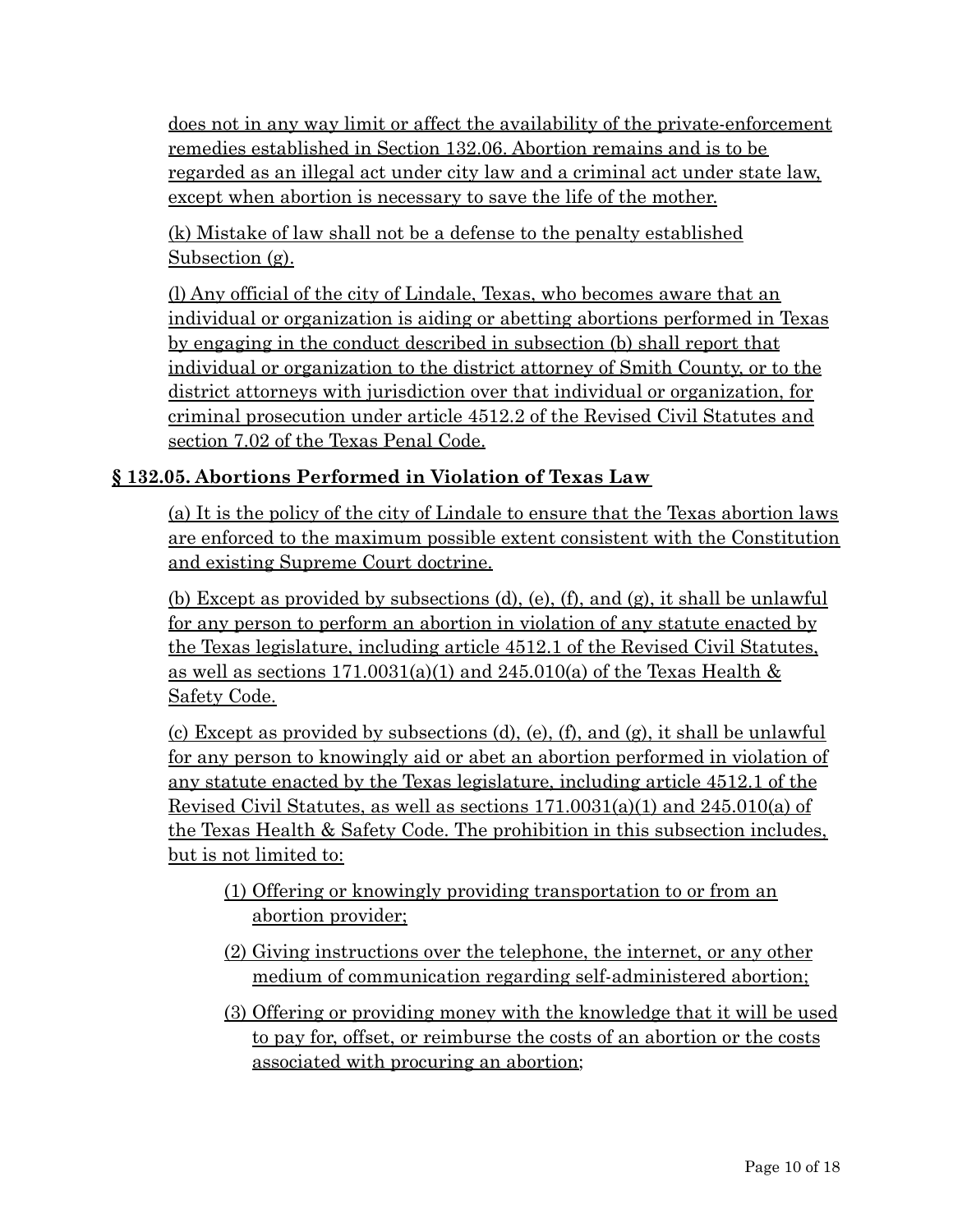does not in any way limit or affect the availability of the private-enforcement remedies established in Section 132.06. Abortion remains and is to be regarded as an illegal act under city law and a criminal act under state law, except when abortion is necessary to save the life of the mother.

(k) Mistake of law shall not be a defense to the penalty established Subsection (g).

(l) Any official of the city of Lindale, Texas, who becomes aware that an individual or organization is aiding or abetting abortions performed in Texas by engaging in the conduct described in subsection (b) shall report that individual or organization to the district attorney of Smith County, or to the district attorneys with jurisdiction over that individual or organization, for criminal prosecution under article 4512.2 of the Revised Civil Statutes and section 7.02 of the Texas Penal Code.

### § 132.05. Abortions Performed in Violation of Texas Law

(a) It is the policy of the city of Lindale to ensure that the Texas abortion laws are enforced to the maximum possible extent consistent with the Constitution and existing Supreme Court doctrine.

(b) Except as provided by subsections (d), (e), (f), and (g), it shall be unlawful for any person to perform an abortion in violation of any statute enacted by the Texas legislature, including article 4512.1 of the Revised Civil Statutes, as well as sections 171.0031(a)(1) and 245.010(a) of the Texas Health & Safety Code.

(c) Except as provided by subsections (d), (e), (f), and (g), it shall be unlawful for any person to knowingly aid or abet an abortion performed in violation of any statute enacted by the Texas legislature, including article 4512.1 of the Revised Civil Statutes, as well as sections 171.0031(a)(1) and 245.010(a) of the Texas Health & Safety Code. The prohibition in this subsection includes, but is not limited to:

(1) Offering or knowingly providing transportation to or from an abortion provider;

(2) Giving instructions over the telephone, the internet, or any other medium of communication regarding self-administered abortion;

(3) Offering or providing money with the knowledge that it will be used to pay for, offset, or reimburse the costs of an abortion or the costs associated with procuring an abortion;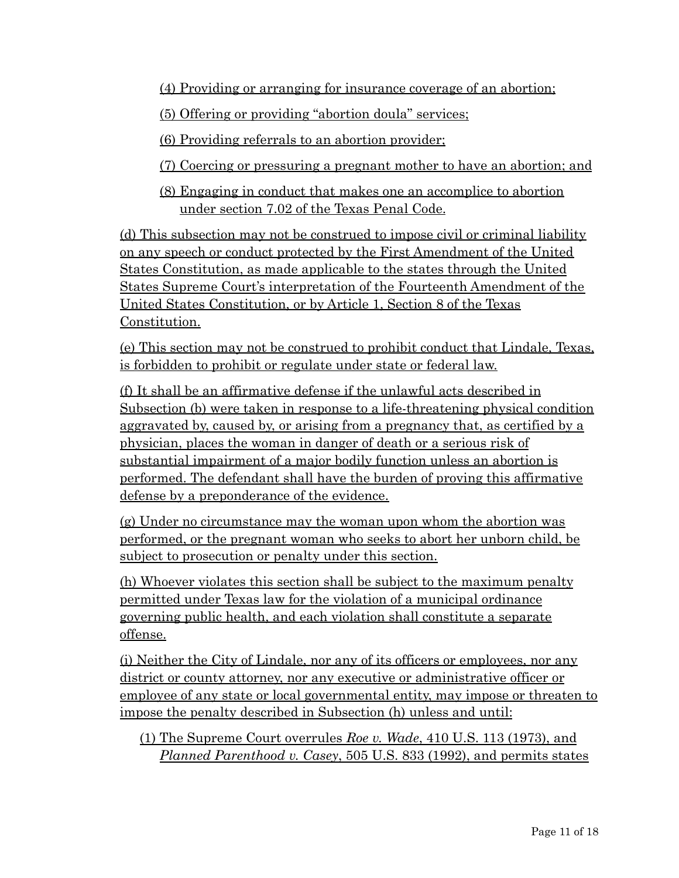(4) Providing or arranging for insurance coverage of an abortion;

(5) Offering or providing "abortion doula" services;

(6) Providing referrals to an abortion provider;

(7) Coercing or pressuring a pregnant mother to have an abortion; and

(8) Engaging in conduct that makes one an accomplice to abortion under section 7.02 of the Texas Penal Code.

(d) This subsection may not be construed to impose civil or criminal liability on any speech or conduct protected by the First Amendment of the United States Constitution, as made applicable to the states through the United States Supreme Court's interpretation of the Fourteenth Amendment of the United States Constitution, or by Article 1, Section 8 of the Texas Constitution.

(e) This section may not be construed to prohibit conduct that Lindale, Texas, is forbidden to prohibit or regulate under state or federal law.

(f) It shall be an affirmative defense if the unlawful acts described in Subsection (b) were taken in response to a life-threatening physical condition aggravated by, caused by, or arising from a pregnancy that, as certified by a physician, places the woman in danger of death or a serious risk of substantial impairment of a major bodily function unless an abortion is performed. The defendant shall have the burden of proving this affirmative defense by a preponderance of the evidence.

(g) Under no circumstance may the woman upon whom the abortion was performed, or the pregnant woman who seeks to abort her unborn child, be subject to prosecution or penalty under this section.

(h) Whoever violates this section shall be subject to the maximum penalty permitted under Texas law for the violation of a municipal ordinance governing public health, and each violation shall constitute a separate offense.

(i) Neither the City of Lindale, nor any of its officers or employees, nor any district or county attorney, nor any executive or administrative officer or employee of any state or local governmental entity, may impose or threaten to impose the penalty described in Subsection (h) unless and until:

(1) The Supreme Court overrules *Roe v. Wade*, 410 U.S. 113 (1973), and *Planned Parenthood v. Casey*, 505 U.S. 833 (1992), and permits states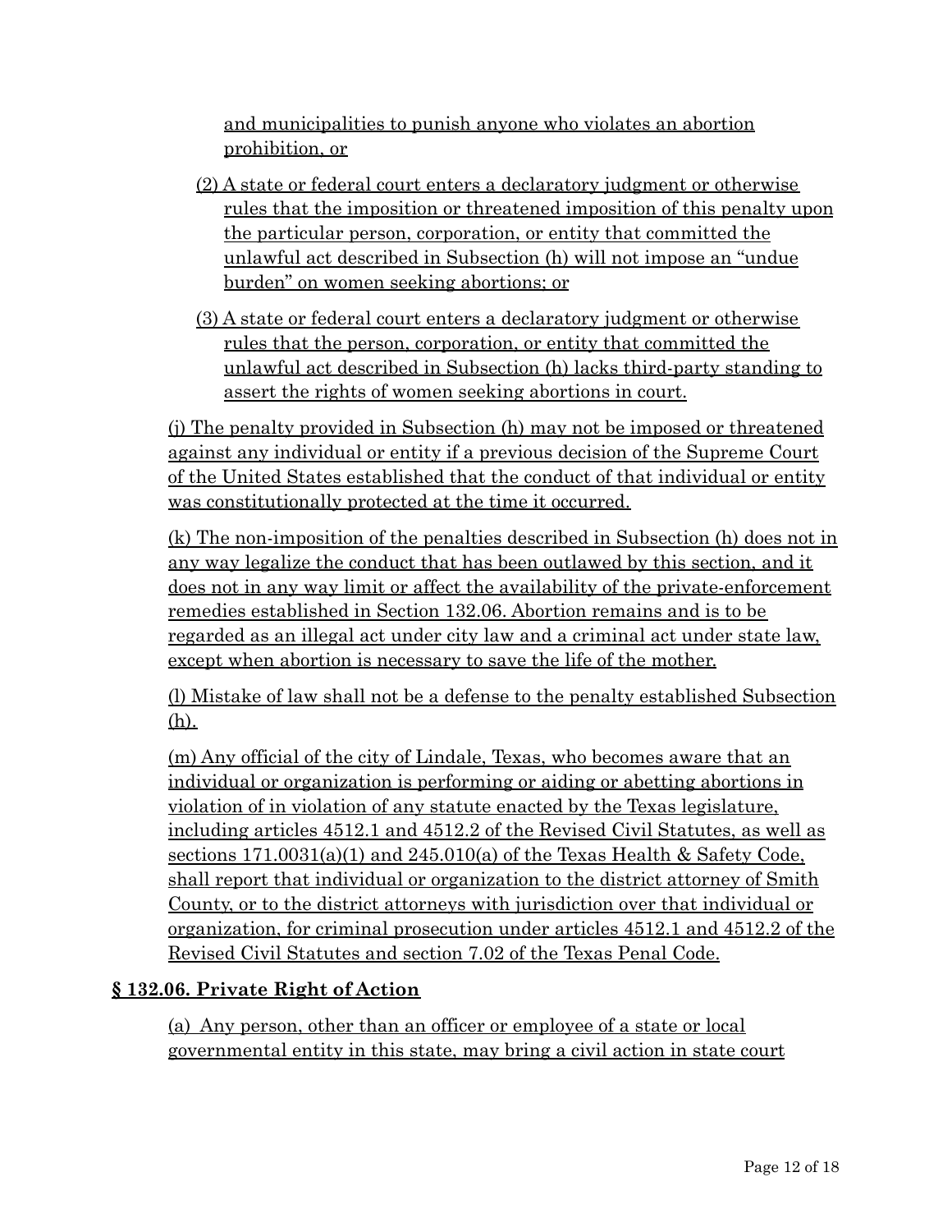and municipalities to punish anyone who violates an abortion prohibition, or

(2) A state or federal court enters a declaratory judgment or otherwise rules that the imposition or threatened imposition of this penalty upon the particular person, corporation, or entity that committed the unlawful act described in Subsection (h) will not impose an "undue burden" on women seeking abortions; or

(3) A state or federal court enters a declaratory judgment or otherwise rules that the person, corporation, or entity that committed the unlawful act described in Subsection (h) lacks third-party standing to assert the rights of women seeking abortions in court.

(j) The penalty provided in Subsection (h) may not be imposed or threatened against any individual or entity if a previous decision of the Supreme Court of the United States established that the conduct of that individual or entity was constitutionally protected at the time it occurred.

(k) The non-imposition of the penalties described in Subsection (h) does not in any way legalize the conduct that has been outlawed by this section, and it does not in any way limit or affect the availability of the private-enforcement remedies established in Section 132.06. Abortion remains and is to be regarded as an illegal act under city law and a criminal act under state law, except when abortion is necessary to save the life of the mother.

(l) Mistake of law shall not be a defense to the penalty established Subsection (h).

(m) Any official of the city of Lindale, Texas, who becomes aware that an individual or organization is performing or aiding or abetting abortions in violation of in violation of any statute enacted by the Texas legislature, including articles 4512.1 and 4512.2 of the Revised Civil Statutes, as well as sections 171.0031(a)(1) and 245.010(a) of the Texas Health & Safety Code, shall report that individual or organization to the district attorney of Smith County, or to the district attorneys with jurisdiction over that individual or organization, for criminal prosecution under articles 4512.1 and 4512.2 of the Revised Civil Statutes and section 7.02 of the Texas Penal Code.

**§ 132.06. Private Right of Action**

(a) Any person, other than an officer or employee of a state or local governmental entity in this state, may bring a civil action in state court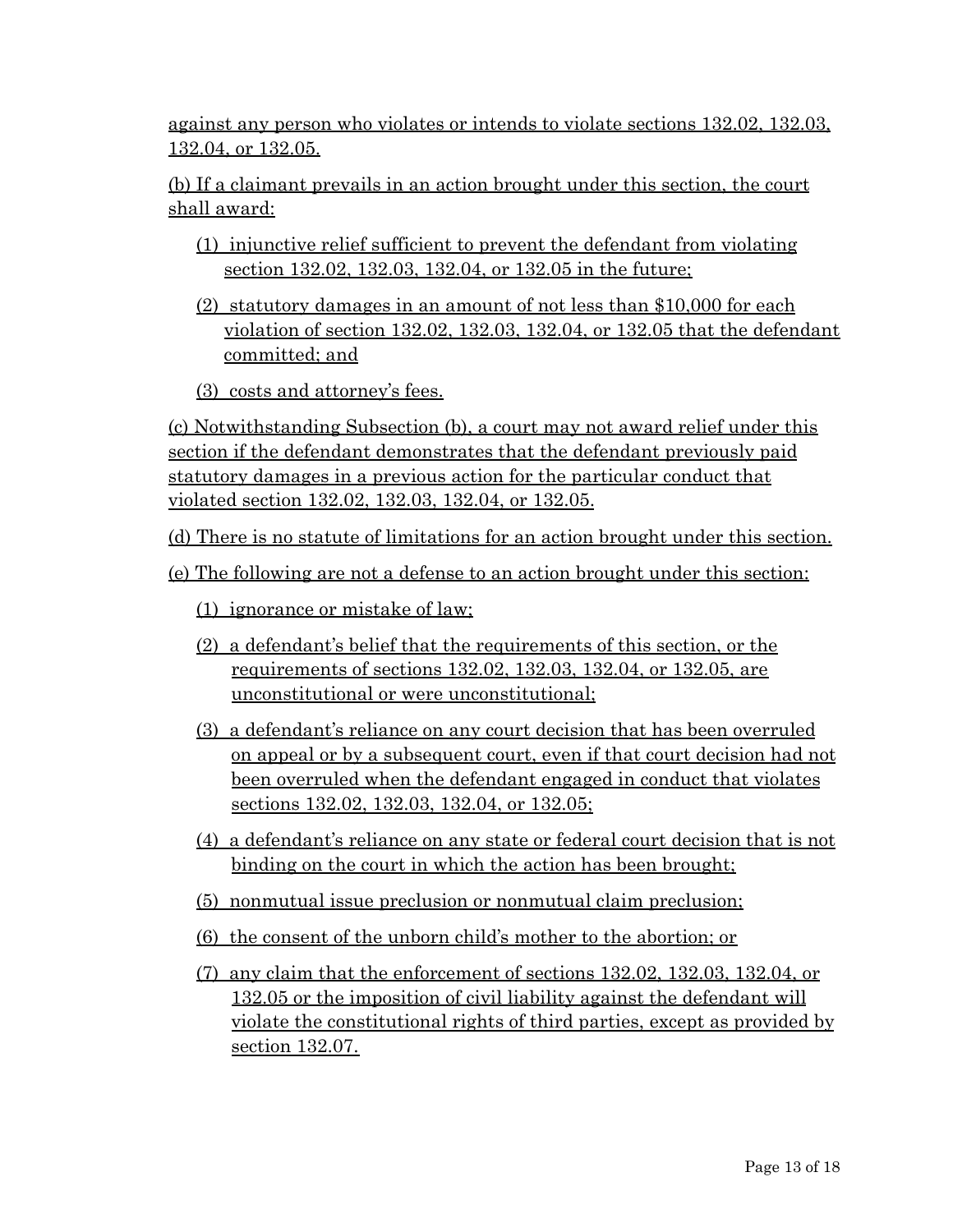against any person who violates or intends to violate sections 132.02, 132.03, 132.04, or 132.05.

(b) If a claimant prevails in an action brought under this section, the court shall award:

(1) injunctive relief sufficient to prevent the defendant from violating section 132.02, 132.03, 132.04, or 132.05 in the future;

(2) statutory damages in an amount of not less than $10,000 for each violation of section 132.02, 132.03, 132.04, or 132.05 that the defendant committed; and

(3) costs and attorney's fees.

(c) Notwithstanding Subsection (b), a court may not award relief under this section if the defendant demonstrates that the defendant previously paid statutory damages in a previous action for the particular conduct that violated section 132.02, 132.03, 132.04, or 132.05.

(d) There is no statute of limitations for an action brought under this section.

(e) The following are not a defense to an action brought under this section:

(1) ignorance or mistake of law;

(2) a defendant's belief that the requirements of this section, or the requirements of sections 132.02, 132.03, 132.04, or 132.05, are unconstitutional or were unconstitutional;

(3) a defendant's reliance on any court decision that has been overruled on appeal or by a subsequent court, even if that court decision had not been overruled when the defendant engaged in conduct that violates sections 132.02, 132.03, 132.04, or 132.05;

(4) a defendant's reliance on any state or federal court decision that is not binding on the court in which the action has been brought;

(5) nonmutual issue preclusion or nonmutual claim preclusion;

(6) the consent of the unborn child's mother to the abortion; or

(7) any claim that the enforcement of sections 132.02, 132.03, 132.04, or 132.05 or the imposition of civil liability against the defendant will violate the constitutional rights of third parties, except as provided by section 132.07.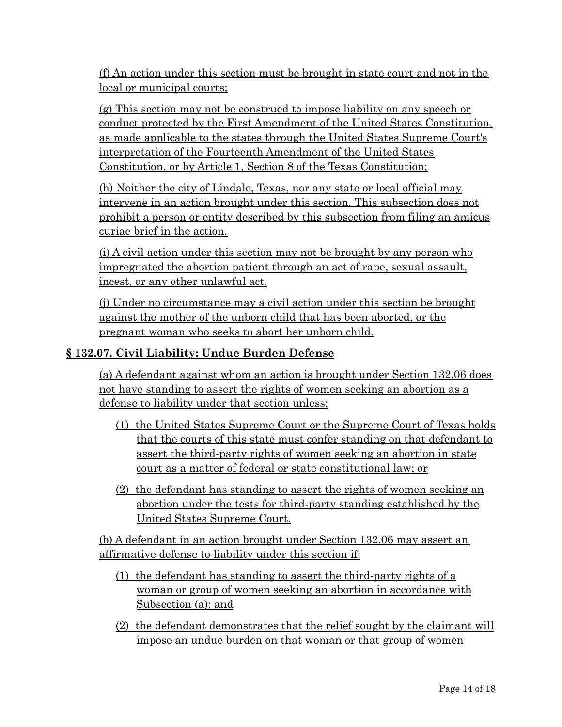(f) An action under this section must be brought in state court and not in the local or municipal courts;

(g) This section may not be construed to impose liability on any speech or conduct protected by the First Amendment of the United States Constitution, as made applicable to the states through the United States Supreme Court's interpretation of the Fourteenth Amendment of the United States Constitution, or by Article 1, Section 8 of the Texas Constitution;

(h) Neither the city of Lindale, Texas, nor any state or local official may intervene in an action brought under this section. This subsection does not prohibit a person or entity described by this subsection from filing an amicus curiae brief in the action.

(i) A civil action under this section may not be brought by any person who impregnated the abortion patient through an act of rape, sexual assault, incest, or any other unlawful act.

(j) Under no circumstance may a civil action under this section be brought against the mother of the unborn child that has been aborted, or the pregnant woman who seeks to abort her unborn child.

### § 132.07. Civil Liability: Undue Burden Defense

(a) A defendant against whom an action is brought under Section 132.06 does not have standing to assert the rights of women seeking an abortion as a defense to liability under that section unless:

(1) the United States Supreme Court or the Supreme Court of Texas holds that the courts of this state must confer standing on that defendant to assert the third-party rights of women seeking an abortion in state court as a matter of federal or state constitutional law; or

(2) the defendant has standing to assert the rights of women seeking an abortion under the tests for third-party standing established by the United States Supreme Court.

(b) A defendant in an action brought under Section 132.06 may assert an affirmative defense to liability under this section if:

(1) the defendant has standing to assert the third-party rights of a woman or group of women seeking an abortion in accordance with Subsection (a); and

(2) the defendant demonstrates that the relief sought by the claimant will impose an undue burden on that woman or that group of women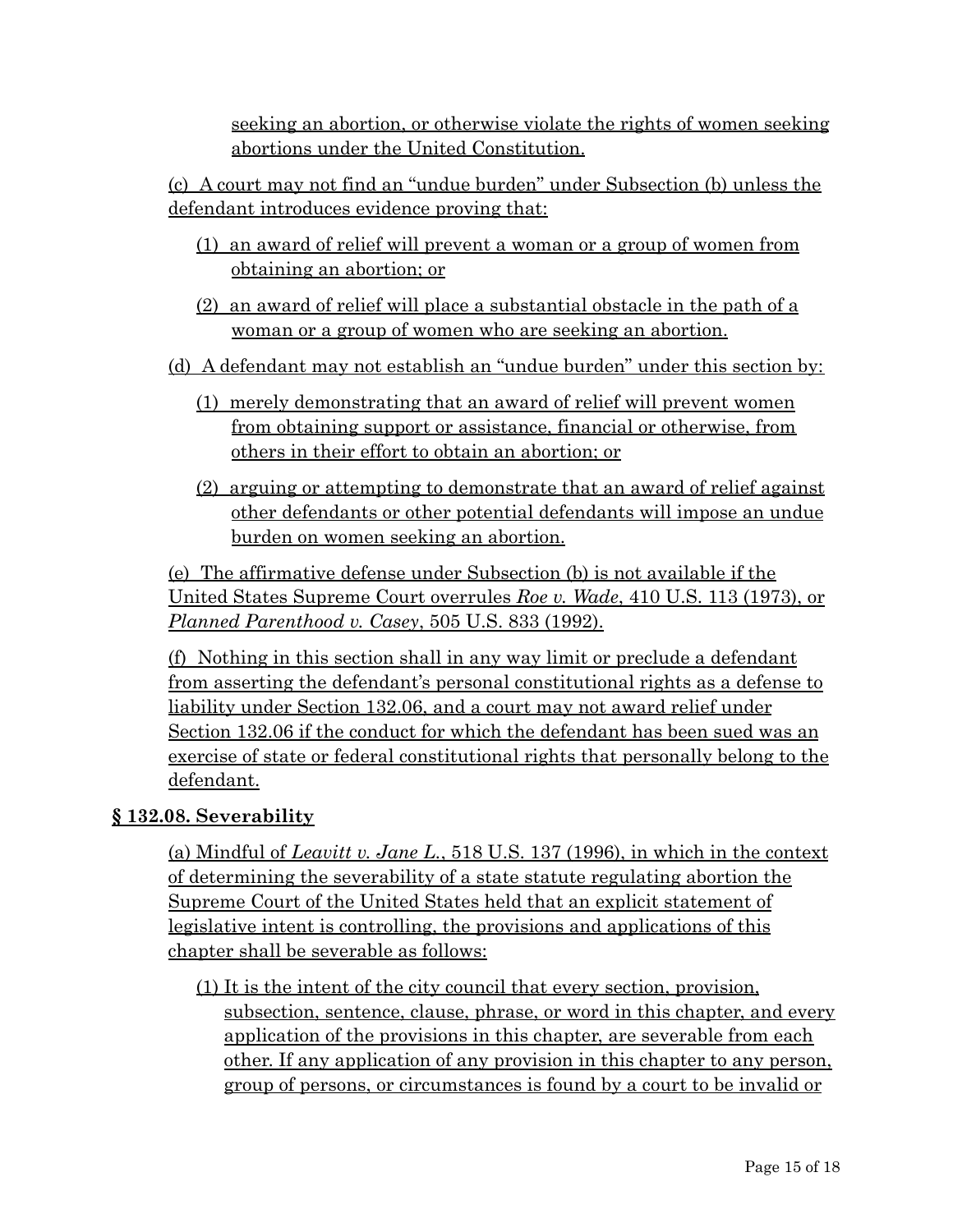seeking an abortion, or otherwise violate the rights of women seeking abortions under the United Constitution.

(c) A court may not find an "undue burden" under Subsection (b) unless the defendant introduces evidence proving that:

(1) an award of relief will prevent a woman or a group of women from obtaining an abortion; or

(2) an award of relief will place a substantial obstacle in the path of a woman or a group of women who are seeking an abortion.

(d) A defendant may not establish an "undue burden" under this section by:

(1) merely demonstrating that an award of relief will prevent women from obtaining support or assistance, financial or otherwise, from others in their effort to obtain an abortion; or

(2) arguing or attempting to demonstrate that an award of relief against other defendants or other potential defendants will impose an undue burden on women seeking an abortion.

(e) The affirmative defense under Subsection (b) is not available if the United States Supreme Court overrules *Roe v. Wade*, 410 U.S. 113 (1973), or *Planned Parenthood v. Casey*, 505 U.S. 833 (1992).

(f) Nothing in this section shall in any way limit or preclude a defendant from asserting the defendant's personal constitutional rights as a defense to liability under Section 132.06, and a court may not award relief under Section 132.06 if the conduct for which the defendant has been sued was an exercise of state or federal constitutional rights that personally belong to the defendant.

### § 132.08. Severability

(a) Mindful of *Leavitt v. Jane L.*, 518 U.S. 137 (1996), in which in the context of determining the severability of a state statute regulating abortion the Supreme Court of the United States held that an explicit statement of legislative intent is controlling, the provisions and applications of this chapter shall be severable as follows:

(1) It is the intent of the city council that every section, provision, subsection, sentence, clause, phrase, or word in this chapter, and every application of the provisions in this chapter, are severable from each other. If any application of any provision in this chapter to any person, group of persons, or circumstances is found by a court to be invalid or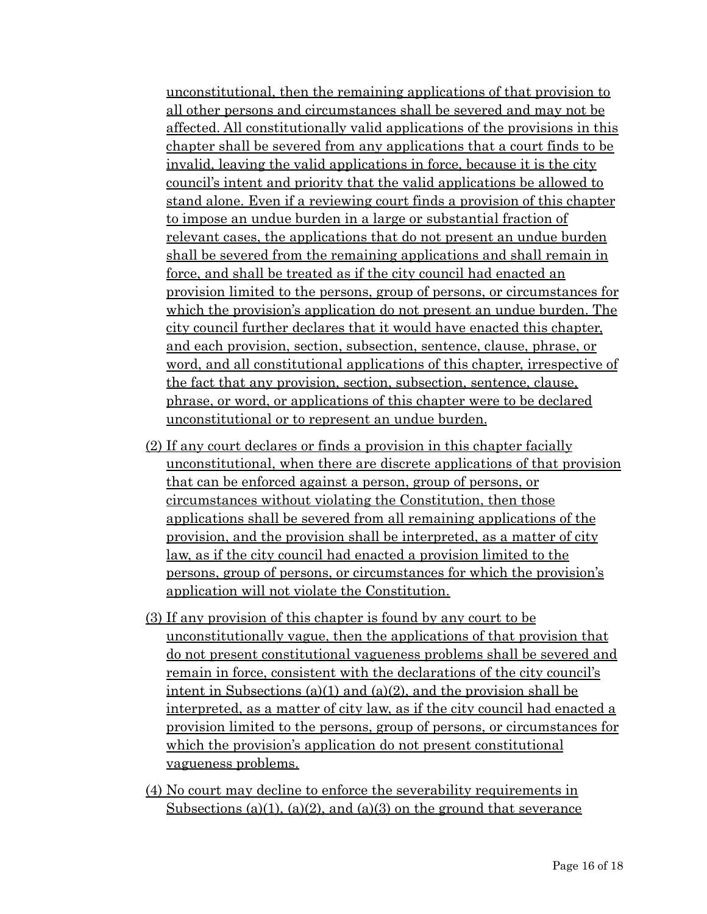unconstitutional, then the remaining applications of that provision to all other persons and circumstances shall be severed and may not be affected. All constitutionally valid applications of the provisions in this chapter shall be severed from any applications that a court finds to be invalid, leaving the valid applications in force, because it is the city council's intent and priority that the valid applications be allowed to stand alone. Even if a reviewing court finds a provision of this chapter to impose an undue burden in a large or substantial fraction of relevant cases, the applications that do not present an undue burden shall be severed from the remaining applications and shall remain in force, and shall be treated as if the city council had enacted an provision limited to the persons, group of persons, or circumstances for which the provision's application do not present an undue burden. The city council further declares that it would have enacted this chapter, and each provision, section, subsection, sentence, clause, phrase, or word, and all constitutional applications of this chapter, irrespective of the fact that any provision, section, subsection, sentence, clause, phrase, or word, or applications of this chapter were to be declared unconstitutional or to represent an undue burden.

(2) If any court declares or finds a provision in this chapter facially unconstitutional, when there are discrete applications of that provision that can be enforced against a person, group of persons, or circumstances without violating the Constitution, then those applications shall be severed from all remaining applications of the provision, and the provision shall be interpreted, as a matter of city law, as if the city council had enacted a provision limited to the persons, group of persons, or circumstances for which the provision's application will not violate the Constitution.

(3) If any provision of this chapter is found by any court to be unconstitutionally vague, then the applications of that provision that do not present constitutional vagueness problems shall be severed and remain in force, consistent with the declarations of the city council's intent in Subsections (a)(1) and (a)(2), and the provision shall be interpreted, as a matter of city law, as if the city council had enacted a provision limited to the persons, group of persons, or circumstances for which the provision's application do not present constitutional vagueness problems.

(4) No court may decline to enforce the severability requirements in Subsections (a)(1), (a)(2), and (a)(3) on the ground that severance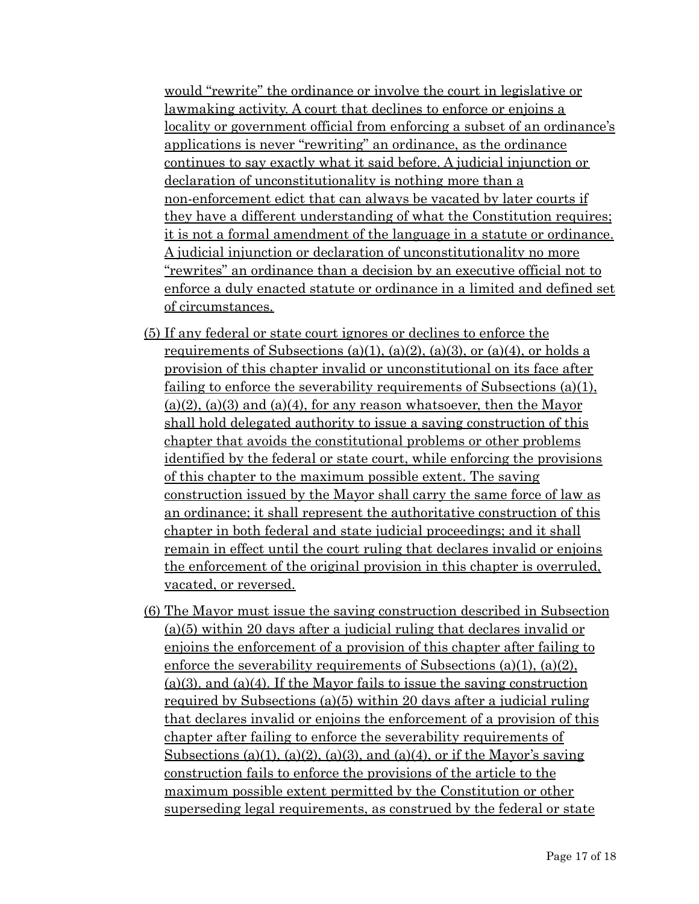would "rewrite" the ordinance or involve the court in legislative or lawmaking activity. A court that declines to enforce or enjoins a locality or government official from enforcing a subset of an ordinance's applications is never "rewriting" an ordinance, as the ordinance continues to say exactly what it said before. A judicial injunction or declaration of unconstitutionality is nothing more than a non-enforcement edict that can always be vacated by later courts if they have a different understanding of what the Constitution requires; it is not a formal amendment of the language in a statute or ordinance. A judicial injunction or declaration of unconstitutionality no more "rewrites" an ordinance than a decision by an executive official not to enforce a duly enacted statute or ordinance in a limited and defined set of circumstances.

(5) If any federal or state court ignores or declines to enforce the requirements of Subsections (a)(1), (a)(2), (a)(3), or (a)(4), or holds a provision of this chapter invalid or unconstitutional on its face after failing to enforce the severability requirements of Subsections (a)(1), (a)(2), (a)(3) and (a)(4), for any reason whatsoever, then the Mayor shall hold delegated authority to issue a saving construction of this chapter that avoids the constitutional problems or other problems identified by the federal or state court, while enforcing the provisions of this chapter to the maximum possible extent. The saving construction issued by the Mayor shall carry the same force of law as an ordinance; it shall represent the authoritative construction of this chapter in both federal and state judicial proceedings; and it shall remain in effect until the court ruling that declares invalid or enjoins the enforcement of the original provision in this chapter is overruled, vacated, or reversed.

(6) The Mayor must issue the saving construction described in Subsection (a)(5) within 20 days after a judicial ruling that declares invalid or enjoins the enforcement of a provision of this chapter after failing to enforce the severability requirements of Subsections (a)(1), (a)(2), (a)(3). and (a)(4). If the Mayor fails to issue the saving construction required by Subsections (a)(5) within 20 days after a judicial ruling that declares invalid or enjoins the enforcement of a provision of this chapter after failing to enforce the severability requirements of Subsections (a)(1), (a)(2), (a)(3), and (a)(4), or if the Mayor's saving construction fails to enforce the provisions of the article to the maximum possible extent permitted by the Constitution or other superseding legal requirements, as construed by the federal or state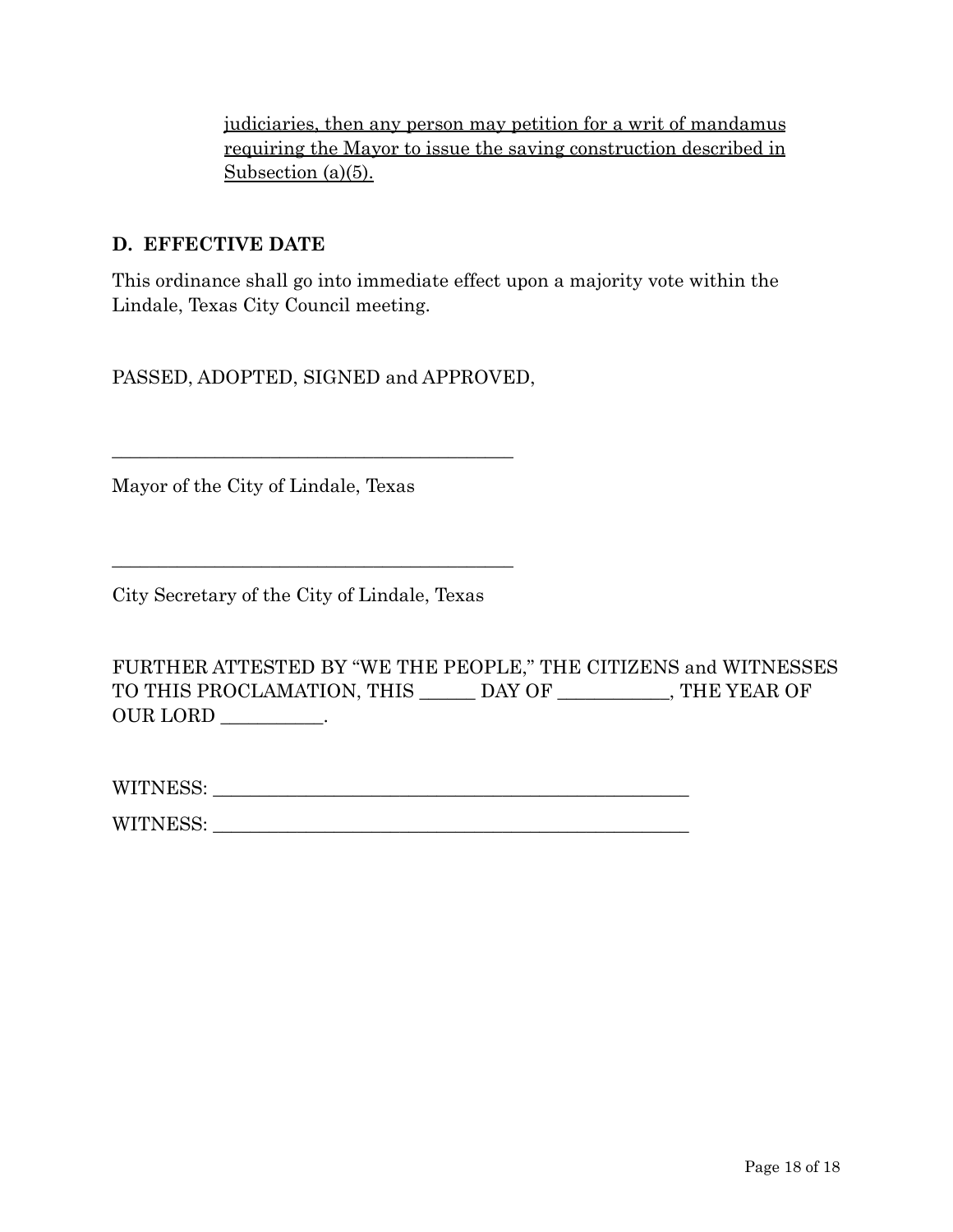<u>judiciaries, then any person may petition for a writ of mandamus requiring the Mayor to issue the saving construction described in Subsection (a)(5).</u>

**D. EFFECTIVE DATE**

This ordinance shall go into immediate effect upon a majority vote within the Lindale, Texas City Council meeting.

PASSED, ADOPTED, SIGNED and APPROVED,

____________________________________________

Mayor of the City of Lindale, Texas

____________________________________________

City Secretary of the City of Lindale, Texas

FURTHER ATTESTED BY "WE THE PEOPLE," THE CITIZENS and WITNESSES TO THIS PROCLAMATION, THIS ______ DAY OF ____________, THE YEAR OF OUR LORD ___________.

WITNESS: _____________________________________________________

WITNESS: _____________________________________________________